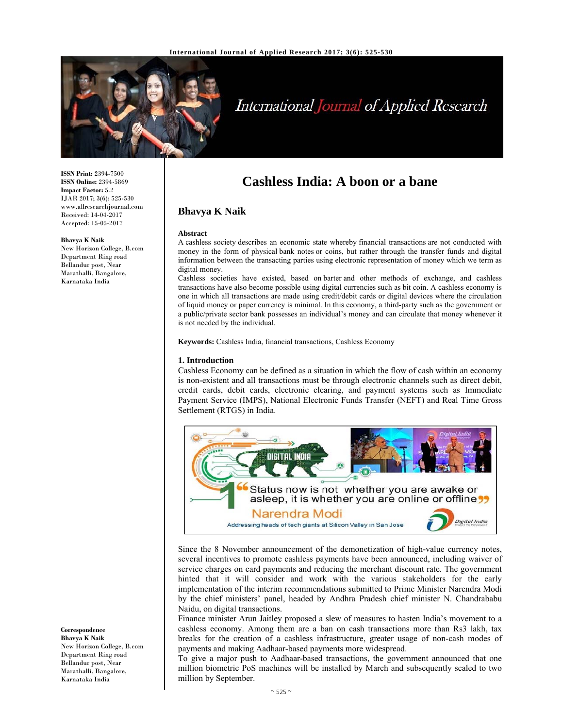ISSN Print: 2394-7500
ISSN Online: 2394-5869
Impact Factor: 5.2
IJAR 2017; 3(6): 525-530
www.allresearchjournal.com
Received: 14-04-2017
Accepted: 15-05-2017

**Bhavya K Naik**
New Horizon College, B.com Department Ring road Bellandur post, Near Marathalli, Bangalore, Karnataka India

**Correspondence**
**Bhavya K Naik**
New Horizon College, B.com Department Ring road Bellandur post, Near Marathalli, Bangalore, Karnataka India

# Cashless India: A boon or a bane

## Bhavya K Naik

### Abstract

A cashless society describes an economic state whereby financial transactions are not conducted with money in the form of physical bank notes or coins, but rather through the transfer funds and digital information between the transacting parties using electronic representation of money which we term as digital money.

Cashless societies have existed, based on barter and other methods of exchange, and cashless transactions have also become possible using digital currencies such as bit coin. A cashless economy is one in which all transactions are made using credit/debit cards or digital devices where the circulation of liquid money or paper currency is minimal. In this economy, a third-party such as the government or a public/private sector bank possesses an individual's money and can circulate that money whenever it is not needed by the individual.

**Keywords:** Cashless India, financial transactions, Cashless Economy

### 1. Introduction

Cashless Economy can be defined as a situation in which the flow of cash within an economy is non-existent and all transactions must be through electronic channels such as direct debit, credit cards, debit cards, electronic clearing, and payment systems such as Immediate Payment Service (IMPS), National Electronic Funds Transfer (NEFT) and Real Time Gross Settlement (RTGS) in India.

Since the 8 November announcement of the demonetization of high-value currency notes, several incentives to promote cashless payments have been announced, including waiver of service charges on card payments and reducing the merchant discount rate. The government hinted that it will consider and work with the various stakeholders for the early implementation of the interim recommendations submitted to Prime Minister Narendra Modi by the chief ministers' panel, headed by Andhra Pradesh chief minister N. Chandrababu Naidu, on digital transactions.

Finance minister Arun Jaitley proposed a slew of measures to hasten India's movement to a cashless economy. Among them are a ban on cash transactions more than Rs3 lakh, tax breaks for the creation of a cashless infrastructure, greater usage of non-cash modes of payments and making Aadhaar-based payments more widespread.

To give a major push to Aadhaar-based transactions, the government announced that one million biometric PoS machines will be installed by March and subsequently scaled to two million by September.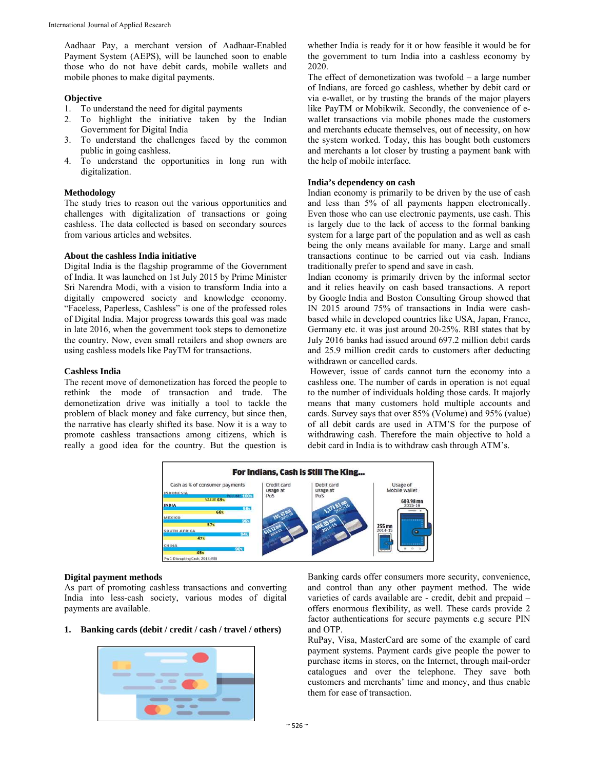Aadhaar Pay, a merchant version of Aadhaar-Enabled Payment System (AEPS), will be launched soon to enable those who do not have debit cards, mobile wallets and mobile phones to make digital payments.

### Objective

1. To understand the need for digital payments
2. To highlight the initiative taken by the Indian Government for Digital India
3. To understand the challenges faced by the common public in going cashless.
4. To understand the opportunities in long run with digitalization.

### Methodology

The study tries to reason out the various opportunities and challenges with digitalization of transactions or going cashless. The data collected is based on secondary sources from various articles and websites.

### About the cashless India initiative

Digital India is the flagship programme of the Government of India. It was launched on 1st July 2015 by Prime Minister Sri Narendra Modi, with a vision to transform India into a digitally empowered society and knowledge economy. "Faceless, Paperless, Cashless" is one of the professed roles of Digital India. Major progress towards this goal was made in late 2016, when the government took steps to demonetize the country. Now, even small retailers and shop owners are using cashless models like PayTM for transactions.

### Cashless India

The recent move of demonetization has forced the people to rethink the mode of transaction and trade. The demonetization drive was initially a tool to tackle the problem of black money and fake currency, but since then, the narrative has clearly shifted its base. Now it is a way to promote cashless transactions among citizens, which is really a good idea for the country. But the question is whether India is ready for it or how feasible it would be for the government to turn India into a cashless economy by 2020.

The effect of demonetization was twofold – a large number of Indians, are forced go cashless, whether by debit card or via e-wallet, or by trusting the brands of the major players like PayTM or Mobikwik. Secondly, the convenience of e-wallet transactions via mobile phones made the customers and merchants educate themselves, out of necessity, on how the system worked. Today, this has bought both customers and merchants a lot closer by trusting a payment bank with the help of mobile interface.

### India's dependency on cash

Indian economy is primarily to be driven by the use of cash and less than 5% of all payments happen electronically. Even those who can use electronic payments, use cash. This is largely due to the lack of access to the formal banking system for a large part of the population and as well as cash being the only means available for many. Large and small transactions continue to be carried out via cash. Indians traditionally prefer to spend and save in cash.

Indian economy is primarily driven by the informal sector and it relies heavily on cash based transactions. A report by Google India and Boston Consulting Group showed that IN 2015 around 75% of transactions in India were cash-based while in developed countries like USA, Japan, France, Germany etc. it was just around 20-25%. RBI states that by July 2016 banks had issued around 697.2 million debit cards and 25.9 million credit cards to customers after deducting withdrawn or cancelled cards.

However, issue of cards cannot turn the economy into a cashless one. The number of cards in operation is not equal to the number of individuals holding those cards. It majorly means that many customers hold multiple accounts and cards. Survey says that over 85% (Volume) and 95% (value) of all debit cards are used in ATM'S for the purpose of withdrawing cash. Therefore the main objective to hold a debit card in India is to withdraw cash through ATM's.

### Digital payment methods

As part of promoting cashless transactions and converting India into less-cash society, various modes of digital payments are available.

**1. Banking cards (debit / credit / cash / travel / others)**

Banking cards offer consumers more security, convenience, and control than any other payment method. The wide varieties of cards available are - credit, debit and prepaid – offers enormous flexibility, as well. These cards provide 2 factor authentications for secure payments e.g secure PIN and OTP.

RuPay, Visa, MasterCard are some of the example of card payment systems. Payment cards give people the power to purchase items in stores, on the Internet, through mail-order catalogues and over the telephone. They save both customers and merchants' time and money, and thus enable them for ease of transaction.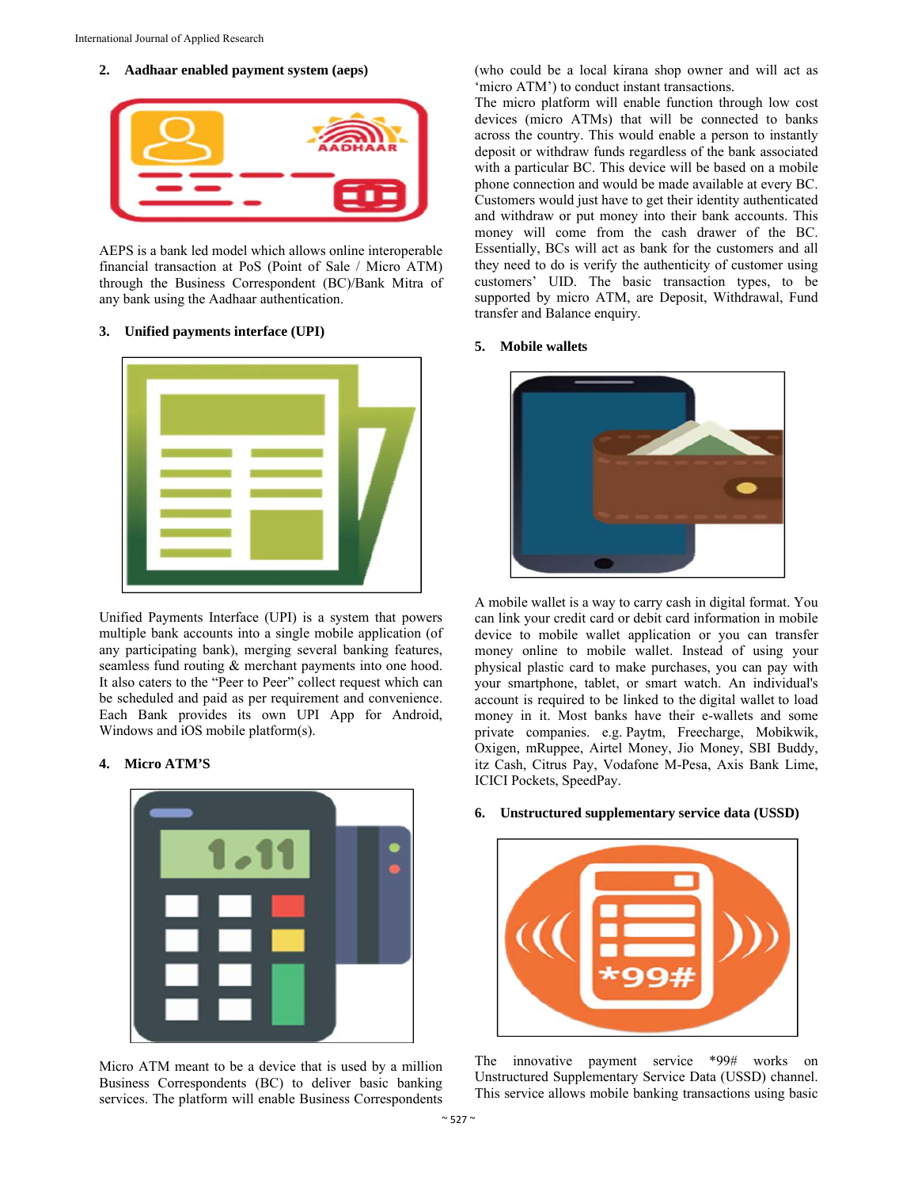### 2. Aadhaar enabled payment system (aeps)

AEPS is a bank led model which allows online interoperable financial transaction at PoS (Point of Sale / Micro ATM) through the Business Correspondent (BC)/Bank Mitra of any bank using the Aadhaar authentication.

### 3. Unified payments interface (UPI)

Unified Payments Interface (UPI) is a system that powers multiple bank accounts into a single mobile application (of any participating bank), merging several banking features, seamless fund routing & merchant payments into one hood. It also caters to the "Peer to Peer" collect request which can be scheduled and paid as per requirement and convenience. Each Bank provides its own UPI App for Android, Windows and iOS mobile platform(s).

### 4. Micro ATM'S

Micro ATM meant to be a device that is used by a million Business Correspondents (BC) to deliver basic banking services. The platform will enable Business Correspondents (who could be a local kirana shop owner and will act as 'micro ATM') to conduct instant transactions.

The micro platform will enable function through low cost devices (micro ATMs) that will be connected to banks across the country. This would enable a person to instantly deposit or withdraw funds regardless of the bank associated with a particular BC. This device will be based on a mobile phone connection and would be made available at every BC. Customers would just have to get their identity authenticated and withdraw or put money into their bank accounts. This money will come from the cash drawer of the BC. Essentially, BCs will act as bank for the customers and all they need to do is verify the authenticity of customer using customers' UID. The basic transaction types, to be supported by micro ATM, are Deposit, Withdrawal, Fund transfer and Balance enquiry.

### 5. Mobile wallets

A mobile wallet is a way to carry cash in digital format. You can link your credit card or debit card information in mobile device to mobile wallet application or you can transfer money online to mobile wallet. Instead of using your physical plastic card to make purchases, you can pay with your smartphone, tablet, or smart watch. An individual's account is required to be linked to the digital wallet to load money in it. Most banks have their e-wallets and some private companies. e.g. Paytm, Freecharge, Mobikwik, Oxigen, mRuppee, Airtel Money, Jio Money, SBI Buddy, itz Cash, Citrus Pay, Vodafone M-Pesa, Axis Bank Lime, ICICI Pockets, SpeedPay.

### 6. Unstructured supplementary service data (USSD)

The innovative payment service *99# works on Unstructured Supplementary Service Data (USSD) channel. This service allows mobile banking transactions using basic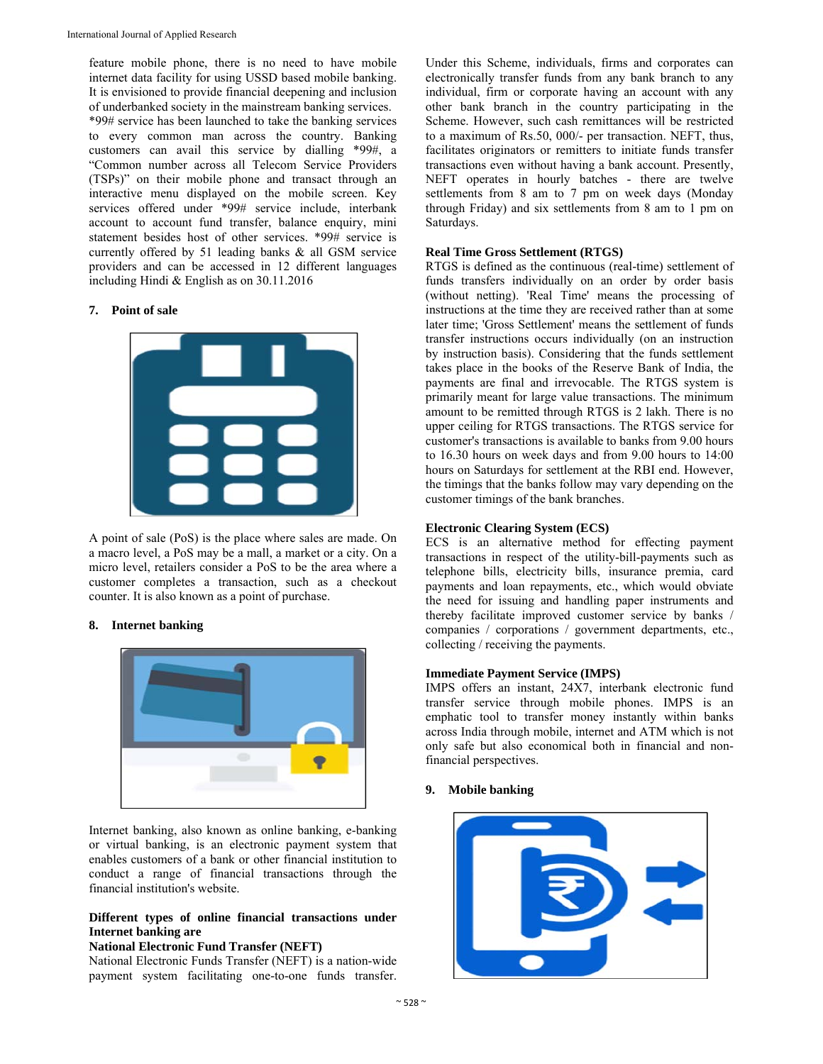feature mobile phone, there is no need to have mobile internet data facility for using USSD based mobile banking. It is envisioned to provide financial deepening and inclusion of underbanked society in the mainstream banking services. *99# service has been launched to take the banking services to every common man across the country. Banking customers can avail this service by dialling *99#, a "Common number across all Telecom Service Providers (TSPs)" on their mobile phone and transact through an interactive menu displayed on the mobile screen. Key services offered under *99# service include, interbank account to account fund transfer, balance enquiry, mini statement besides host of other services. *99# service is currently offered by 51 leading banks & all GSM service providers and can be accessed in 12 different languages including Hindi & English as on 30.11.2016

## 7. Point of sale

A point of sale (PoS) is the place where sales are made. On a macro level, a PoS may be a mall, a market or a city. On a micro level, retailers consider a PoS to be the area where a customer completes a transaction, such as a checkout counter. It is also known as a point of purchase.

## 8. Internet banking

Internet banking, also known as online banking, e-banking or virtual banking, is an electronic payment system that enables customers of a bank or other financial institution to conduct a range of financial transactions through the financial institution's website.

**Different types of online financial transactions under Internet banking are**

**National Electronic Fund Transfer (NEFT)**

National Electronic Funds Transfer (NEFT) is a nation-wide payment system facilitating one-to-one funds transfer. Under this Scheme, individuals, firms and corporates can electronically transfer funds from any bank branch to any individual, firm or corporate having an account with any other bank branch in the country participating in the Scheme. However, such cash remittances will be restricted to a maximum of Rs.50, 000/- per transaction. NEFT, thus, facilitates originators or remitters to initiate funds transfer transactions even without having a bank account. Presently, NEFT operates in hourly batches - there are twelve settlements from 8 am to 7 pm on week days (Monday through Friday) and six settlements from 8 am to 1 pm on Saturdays.

**Real Time Gross Settlement (RTGS)**

RTGS is defined as the continuous (real-time) settlement of funds transfers individually on an order by order basis (without netting). 'Real Time' means the processing of instructions at the time they are received rather than at some later time; 'Gross Settlement' means the settlement of funds transfer instructions occurs individually (on an instruction by instruction basis). Considering that the funds settlement takes place in the books of the Reserve Bank of India, the payments are final and irrevocable. The RTGS system is primarily meant for large value transactions. The minimum amount to be remitted through RTGS is 2 lakh. There is no upper ceiling for RTGS transactions. The RTGS service for customer's transactions is available to banks from 9.00 hours to 16.30 hours on week days and from 9.00 hours to 14:00 hours on Saturdays for settlement at the RBI end. However, the timings that the banks follow may vary depending on the customer timings of the bank branches.

**Electronic Clearing System (ECS)**

ECS is an alternative method for effecting payment transactions in respect of the utility-bill-payments such as telephone bills, electricity bills, insurance premia, card payments and loan repayments, etc., which would obviate the need for issuing and handling paper instruments and thereby facilitate improved customer service by banks / companies / corporations / government departments, etc., collecting / receiving the payments.

**Immediate Payment Service (IMPS)**

IMPS offers an instant, 24X7, interbank electronic fund transfer service through mobile phones. IMPS is an emphatic tool to transfer money instantly within banks across India through mobile, internet and ATM which is not only safe but also economical both in financial and non-financial perspectives.

## 9. Mobile banking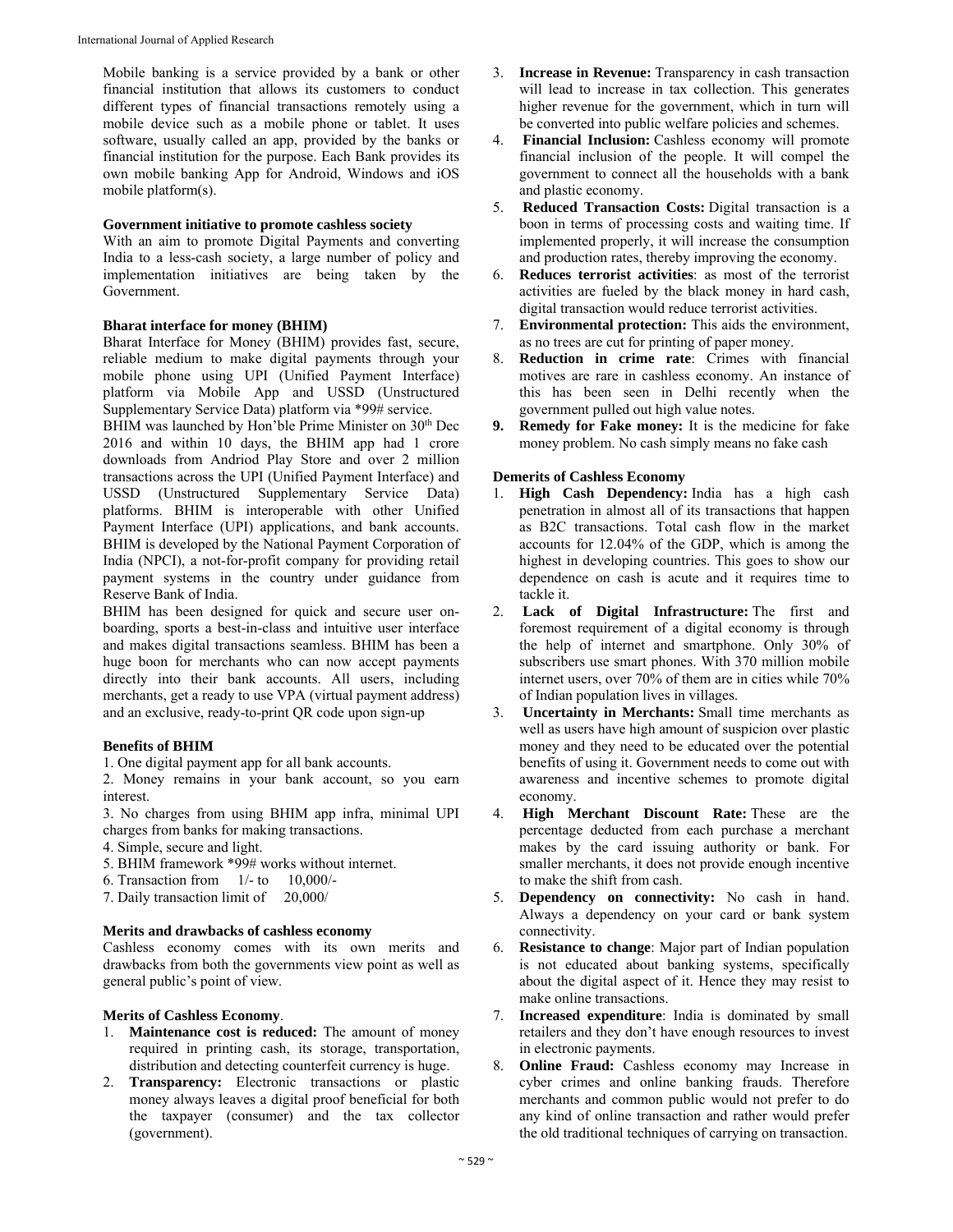Mobile banking is a service provided by a bank or other financial institution that allows its customers to conduct different types of financial transactions remotely using a mobile device such as a mobile phone or tablet. It uses software, usually called an app, provided by the banks or financial institution for the purpose. Each Bank provides its own mobile banking App for Android, Windows and iOS mobile platform(s).

**Government initiative to promote cashless society**

With an aim to promote Digital Payments and converting India to a less-cash society, a large number of policy and implementation initiatives are being taken by the Government.

**Bharat interface for money (BHIM)**

Bharat Interface for Money (BHIM) provides fast, secure, reliable medium to make digital payments through your mobile phone using UPI (Unified Payment Interface) platform via Mobile App and USSD (Unstructured Supplementary Service Data) platform via *99# service.

BHIM was launched by Hon'ble Prime Minister on 30th Dec 2016 and within 10 days, the BHIM app had 1 crore downloads from Andriod Play Store and over 2 million transactions across the UPI (Unified Payment Interface) and USSD (Unstructured Supplementary Service Data) platforms. BHIM is interoperable with other Unified Payment Interface (UPI) applications, and bank accounts. BHIM is developed by the National Payment Corporation of India (NPCI), a not-for-profit company for providing retail payment systems in the country under guidance from Reserve Bank of India.

BHIM has been designed for quick and secure user on-boarding, sports a best-in-class and intuitive user interface and makes digital transactions seamless. BHIM has been a huge boon for merchants who can now accept payments directly into their bank accounts. All users, including merchants, get a ready to use VPA (virtual payment address) and an exclusive, ready-to-print QR code upon sign-up

**Benefits of BHIM**

1. One digital payment app for all bank accounts.
2. Money remains in your bank account, so you earn interest.
3. No charges from using BHIM app infra, minimal UPI charges from banks for making transactions.
4. Simple, secure and light.
5. BHIM framework *99# works without internet.
6. Transaction from 1/- to 10,000/-
7. Daily transaction limit of 20,000/

**Merits and drawbacks of cashless economy**

Cashless economy comes with its own merits and drawbacks from both the governments view point as well as general public's point of view.

**Merits of Cashless Economy**.

1. **Maintenance cost is reduced:** The amount of money required in printing cash, its storage, transportation, distribution and detecting counterfeit currency is huge.
2. **Transparency:** Electronic transactions or plastic money always leaves a digital proof beneficial for both the taxpayer (consumer) and the tax collector (government).
3. **Increase in Revenue:** Transparency in cash transaction will lead to increase in tax collection. This generates higher revenue for the government, which in turn will be converted into public welfare policies and schemes.
4. **Financial Inclusion:** Cashless economy will promote financial inclusion of the people. It will compel the government to connect all the households with a bank and plastic economy.
5. **Reduced Transaction Costs:** Digital transaction is a boon in terms of processing costs and waiting time. If implemented properly, it will increase the consumption and production rates, thereby improving the economy.
6. **Reduces terrorist activities**: as most of the terrorist activities are fueled by the black money in hard cash, digital transaction would reduce terrorist activities.
7. **Environmental protection:** This aids the environment, as no trees are cut for printing of paper money.
8. **Reduction in crime rate**: Crimes with financial motives are rare in cashless economy. An instance of this has been seen in Delhi recently when the government pulled out high value notes.
9. **Remedy for Fake money:** It is the medicine for fake money problem. No cash simply means no fake cash

**Demerits of Cashless Economy**

1. **High Cash Dependency:** India has a high cash penetration in almost all of its transactions that happen as B2C transactions. Total cash flow in the market accounts for 12.04% of the GDP, which is among the highest in developing countries. This goes to show our dependence on cash is acute and it requires time to tackle it.
2. **Lack of Digital Infrastructure:** The first and foremost requirement of a digital economy is through the help of internet and smartphone. Only 30% of subscribers use smart phones. With 370 million mobile internet users, over 70% of them are in cities while 70% of Indian population lives in villages.
3. **Uncertainty in Merchants:** Small time merchants as well as users have high amount of suspicion over plastic money and they need to be educated over the potential benefits of using it. Government needs to come out with awareness and incentive schemes to promote digital economy.
4. **High Merchant Discount Rate:** These are the percentage deducted from each purchase a merchant makes by the card issuing authority or bank. For smaller merchants, it does not provide enough incentive to make the shift from cash.
5. **Dependency on connectivity:** No cash in hand. Always a dependency on your card or bank system connectivity.
6. **Resistance to change**: Major part of Indian population is not educated about banking systems, specifically about the digital aspect of it. Hence they may resist to make online transactions.
7. **Increased expenditure**: India is dominated by small retailers and they don't have enough resources to invest in electronic payments.
8. **Online Fraud:** Cashless economy may Increase in cyber crimes and online banking frauds. Therefore merchants and common public would not prefer to do any kind of online transaction and rather would prefer the old traditional techniques of carrying on transaction.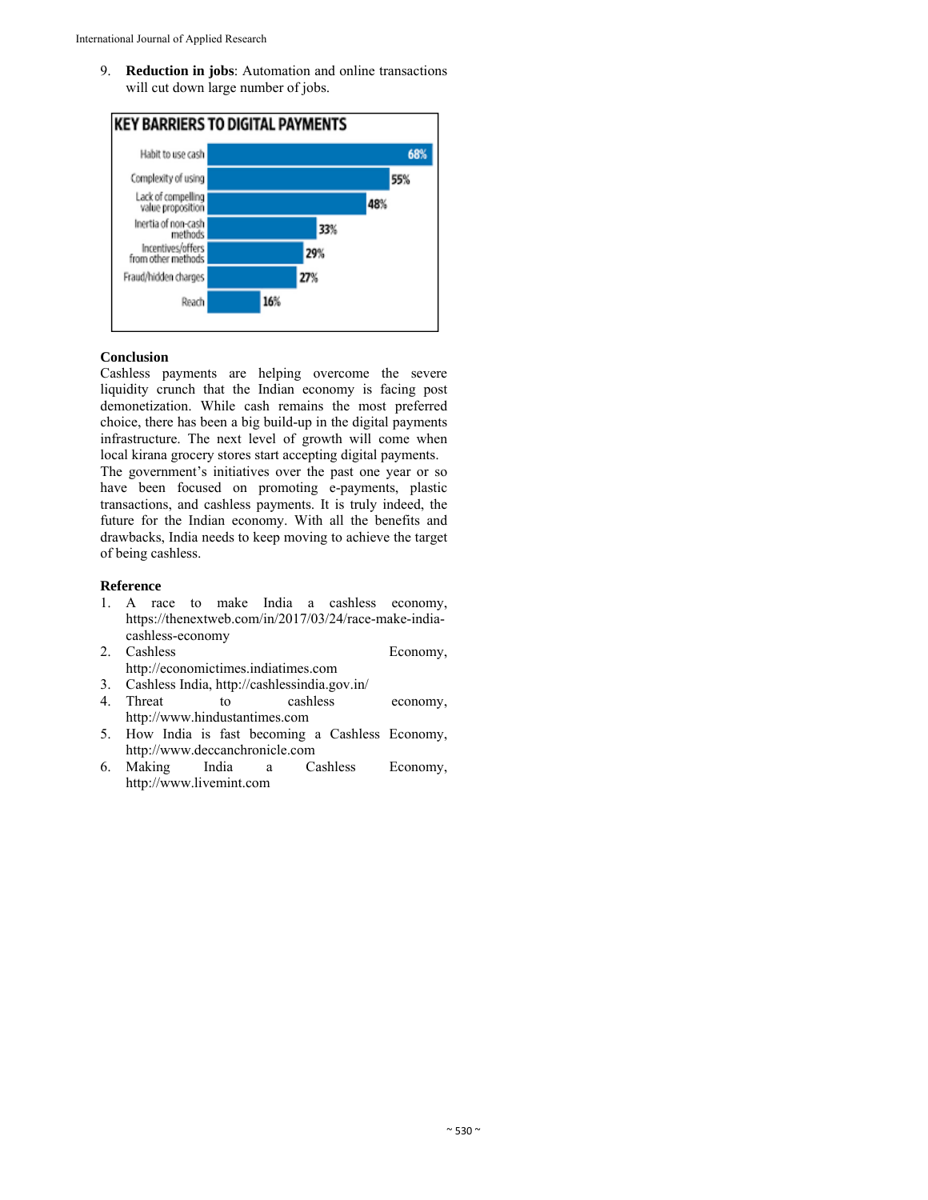9. **Reduction in jobs**: Automation and online transactions will cut down large number of jobs.

KEY BARRIERS TO DIGITAL PAYMENTS

Habit to use cash 68%
Complexity of using 55%
Lack of compelling value proposition 48%
Inertia of non-cash methods 33%
Incentives/offers from other methods 29%
Fraud/hidden charges 27%
Reach 16%

## Conclusion

Cashless payments are helping overcome the severe liquidity crunch that the Indian economy is facing post demonetization. While cash remains the most preferred choice, there has been a big build-up in the digital payments infrastructure. The next level of growth will come when local kirana grocery stores start accepting digital payments.

The government's initiatives over the past one year or so have been focused on promoting e-payments, plastic transactions, and cashless payments. It is truly indeed, the future for the Indian economy. With all the benefits and drawbacks, India needs to keep moving to achieve the target of being cashless.

## Reference

1. A race to make India a cashless economy, https://thenextweb.com/in/2017/03/24/race-make-india-cashless-economy
2. Cashless Economy, http://economictimes.indiatimes.com
3. Cashless India, http://cashlessindia.gov.in/
4. Threat to cashless economy, http://www.hindustantimes.com
5. How India is fast becoming a Cashless Economy, http://www.deccanchronicle.com
6. Making India a Cashless Economy, http://www.livemint.com